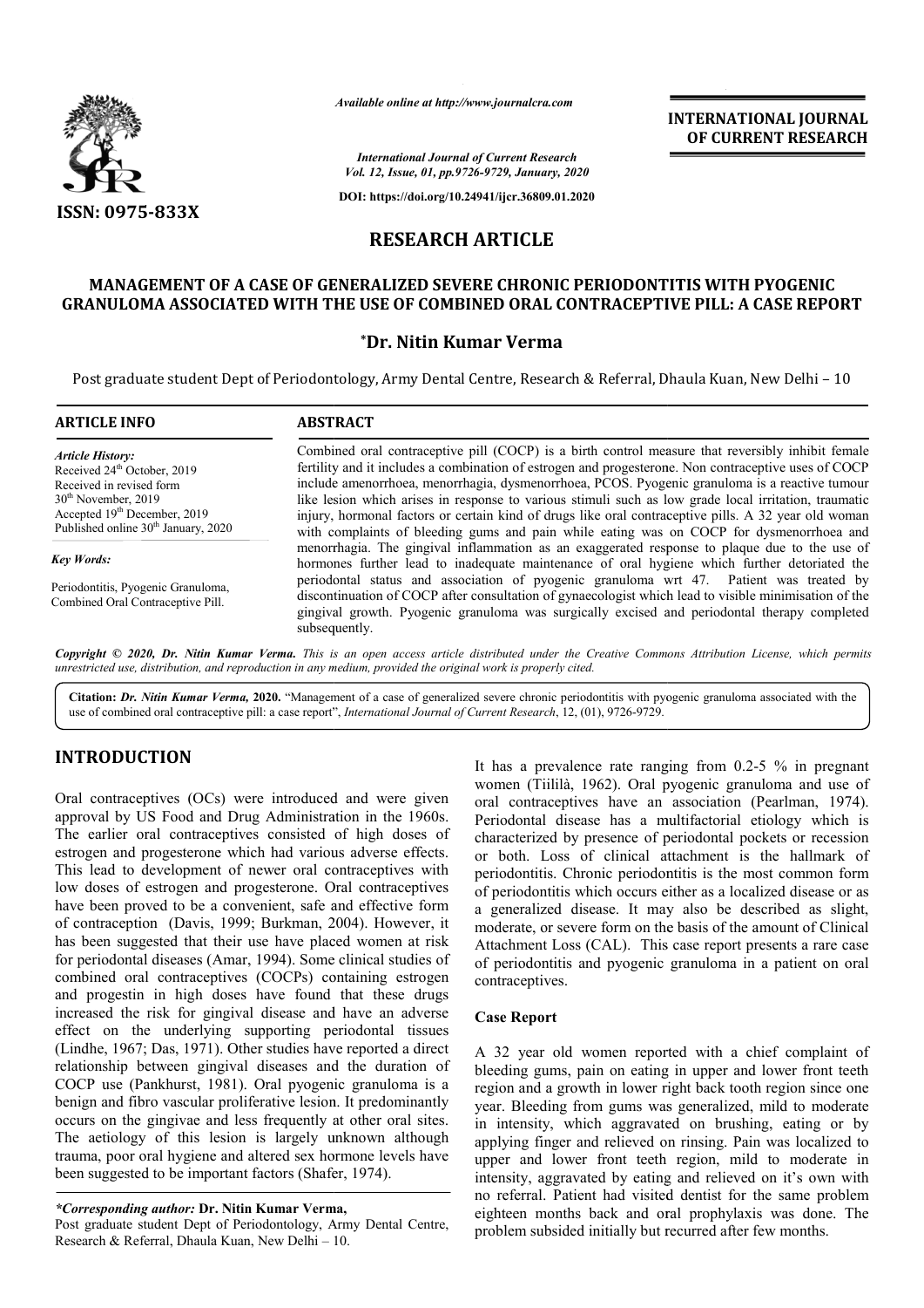*Available online at http://www.journalcra.com*

*International Journal of Current Research*
*Vol. 12, Issue, 01, pp.9726-9729, January, 2020*

**DOI: https://doi.org/10.24941/ijcr.36809.01.2020**

ISSN: 0975-833X

**INTERNATIONAL JOURNAL OF CURRENT RESEARCH**

# RESEARCH ARTICLE

## MANAGEMENT OF A CASE OF GENERALIZED SEVERE CHRONIC PERIODONTITIS WITH PYOGENIC GRANULOMA ASSOCIATED WITH THE USE OF COMBINED ORAL CONTRACEPTIVE PILL: A CASE REPORT

**\*Dr. Nitin Kumar Verma**

Post graduate student Dept of Periodontology, Army Dental Centre, Research & Referral, Dhaula Kuan, New Delhi – 10

**ARTICLE INFO**

*Article History:*
Received 24th October, 2019
Received in revised form
30th November, 2019
Accepted 19th December, 2019
Published online 30th January, 2020

*Key Words:*

Periodontitis, Pyogenic Granuloma, Combined Oral Contraceptive Pill.

**ABSTRACT**

Combined oral contraceptive pill (COCP) is a birth control measure that reversibly inhibit female fertility and it includes a combination of estrogen and progesterone. Non contraceptive uses of COCP include amenorrhoea, menorrhagia, dysmenorrhoea, PCOS. Pyogenic granuloma is a reactive tumour like lesion which arises in response to various stimuli such as low grade local irritation, traumatic injury, hormonal factors or certain kind of drugs like oral contraceptive pills. A 32 year old woman with complaints of bleeding gums and pain while eating was on COCP for dysmenorrhoea and menorrhagia. The gingival inflammation as an exaggerated response to plaque due to the use of hormones further lead to inadequate maintenance of oral hygiene which further detoriated the periodontal status and association of pyogenic granuloma wrt 47. Patient was treated by discontinuation of COCP after consultation of gynaecologist which lead to visible minimisation of the gingival growth. Pyogenic granuloma was surgically excised and periodontal therapy completed subsequently.

**Copyright © 2020, Dr. Nitin Kumar Verma.** *This is an open access article distributed under the Creative Commons Attribution License, which permits unrestricted use, distribution, and reproduction in any medium, provided the original work is properly cited.*

**Citation:** *Dr. Nitin Kumar Verma,* **2020.** "Management of a case of generalized severe chronic periodontitis with pyogenic granuloma associated with the use of combined oral contraceptive pill: a case report", *International Journal of Current Research*, 12, (01), 9726-9729.

## INTRODUCTION

Oral contraceptives (OCs) were introduced and were given approval by US Food and Drug Administration in the 1960s. The earlier oral contraceptives consisted of high doses of estrogen and progesterone which had various adverse effects. This lead to development of newer oral contraceptives with low doses of estrogen and progesterone. Oral contraceptives have been proved to be a convenient, safe and effective form of contraception (Davis, 1999; Burkman, 2004). However, it has been suggested that their use have placed women at risk for periodontal diseases (Amar, 1994). Some clinical studies of combined oral contraceptives (COCPs) containing estrogen and progestin in high doses have found that these drugs increased the risk for gingival disease and have an adverse effect on the underlying supporting periodontal tissues (Lindhe, 1967; Das, 1971). Other studies have reported a direct relationship between gingival diseases and the duration of COCP use (Pankhurst, 1981). Oral pyogenic granuloma is a benign and fibro vascular proliferative lesion. It predominantly occurs on the gingivae and less frequently at other oral sites. The aetiology of this lesion is largely unknown although trauma, poor oral hygiene and altered sex hormone levels have been suggested to be important factors (Shafer, 1974).

It has a prevalence rate ranging from 0.2-5 % in pregnant women (Tiililà, 1962). Oral pyogenic granuloma and use of oral contraceptives have an association (Pearlman, 1974). Periodontal disease has a multifactorial etiology which is characterized by presence of periodontal pockets or recession or both. Loss of clinical attachment is the hallmark of periodontitis. Chronic periodontitis is the most common form of periodontitis which occurs either as a localized disease or as a generalized disease. It may also be described as slight, moderate, or severe form on the basis of the amount of Clinical Attachment Loss (CAL). This case report presents a rare case of periodontitis and pyogenic granuloma in a patient on oral contraceptives.

### Case Report

A 32 year old women reported with a chief complaint of bleeding gums, pain on eating in upper and lower front teeth region and a growth in lower right back tooth region since one year. Bleeding from gums was generalized, mild to moderate in intensity, which aggravated on brushing, eating or by applying finger and relieved on rinsing. Pain was localized to upper and lower front teeth region, mild to moderate in intensity, aggravated by eating and relieved on it's own with no referral. Patient had visited dentist for the same problem eighteen months back and oral prophylaxis was done. The problem subsided initially but recurred after few months.

***Corresponding author:* Dr. Nitin Kumar Verma,**
Post graduate student Dept of Periodontology, Army Dental Centre, Research & Referral, Dhaula Kuan, New Delhi – 10.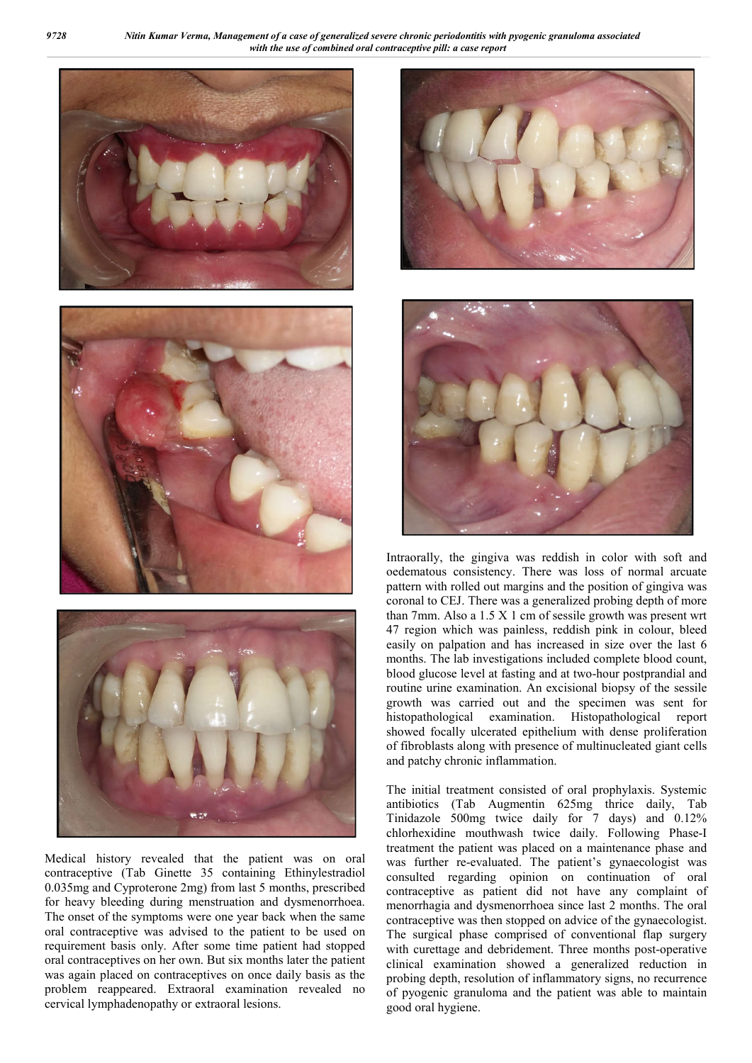Medical history revealed that the patient was on oral contraceptive (Tab Ginette 35 containing Ethinylestradiol 0.035mg and Cyproterone 2mg) from last 5 months, prescribed for heavy bleeding during menstruation and dysmenorrhoea. The onset of the symptoms were one year back when the same oral contraceptive was advised to the patient to be used on requirement basis only. After some time patient had stopped oral contraceptives on her own. But six months later the patient was again placed on contraceptives on once daily basis as the problem reappeared. Extraoral examination revealed no cervical lymphadenopathy or extraoral lesions.

Intraorally, the gingiva was reddish in color with soft and oedematous consistency. There was loss of normal arcuate pattern with rolled out margins and the position of gingiva was coronal to CEJ. There was a generalized probing depth of more than 7mm. Also a 1.5 X 1 cm of sessile growth was present wrt 47 region which was painless, reddish pink in colour, bleed easily on palpation and has increased in size over the last 6 months. The lab investigations included complete blood count, blood glucose level at fasting and at two-hour postprandial and routine urine examination. An excisional biopsy of the sessile growth was carried out and the specimen was sent for histopathological examination. Histopathological report showed focally ulcerated epithelium with dense proliferation of fibroblasts along with presence of multinucleated giant cells and patchy chronic inflammation.

The initial treatment consisted of oral prophylaxis. Systemic antibiotics (Tab Augmentin 625mg thrice daily, Tab Tinidazole 500mg twice daily for 7 days) and 0.12% chlorhexidine mouthwash twice daily. Following Phase-I treatment the patient was placed on a maintenance phase and was further re-evaluated. The patient's gynaecologist was consulted regarding opinion on continuation of oral contraceptive as patient did not have any complaint of menorrhagia and dysmenorrhoea since last 2 months. The oral contraceptive was then stopped on advice of the gynaecologist. The surgical phase comprised of conventional flap surgery with curettage and debridement. Three months post-operative clinical examination showed a generalized reduction in probing depth, resolution of inflammatory signs, no recurrence of pyogenic granuloma and the patient was able to maintain good oral hygiene.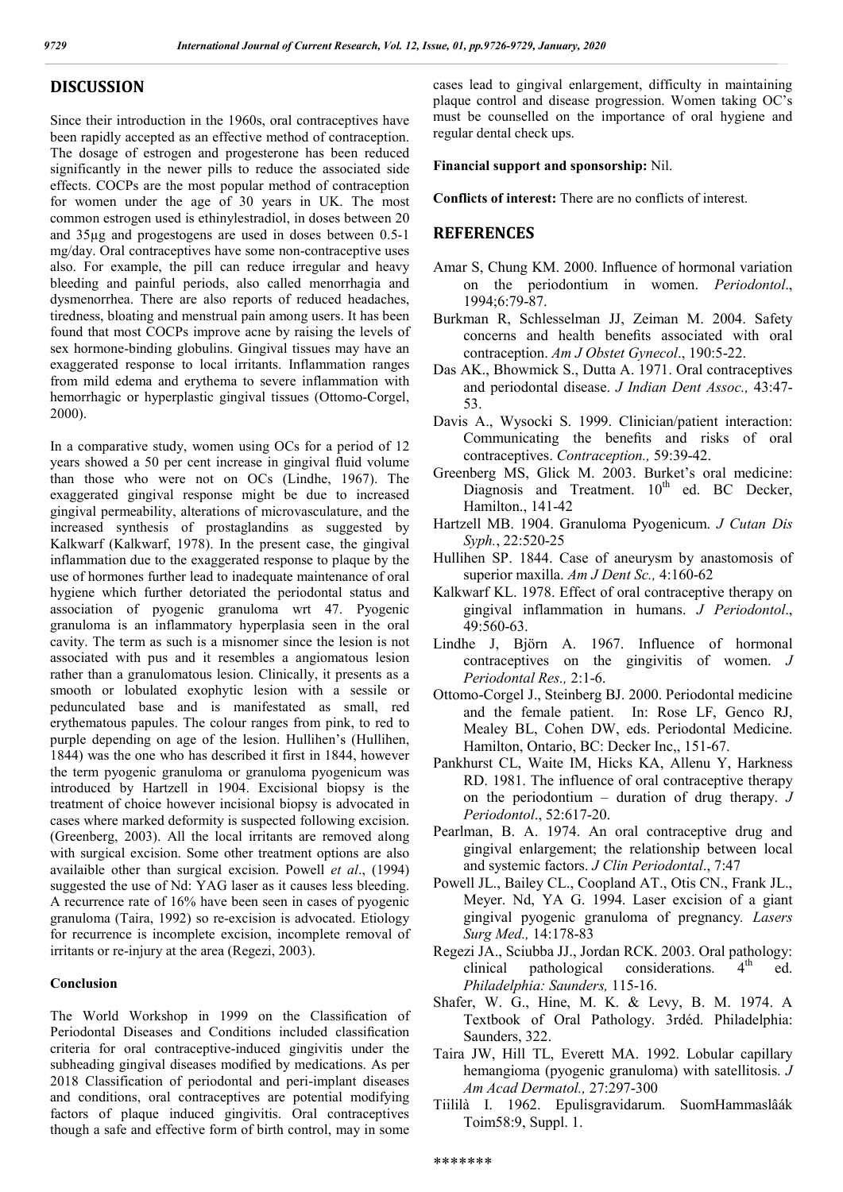## DISCUSSION

Since their introduction in the 1960s, oral contraceptives have been rapidly accepted as an effective method of contraception. The dosage of estrogen and progesterone has been reduced significantly in the newer pills to reduce the associated side effects. COCPs are the most popular method of contraception for women under the age of 30 years in UK. The most common estrogen used is ethinylestradiol, in doses between 20 and 35µg and progestogens are used in doses between 0.5-1 mg/day. Oral contraceptives have some non-contraceptive uses also. For example, the pill can reduce irregular and heavy bleeding and painful periods, also called menorrhagia and dysmenorrhea. There are also reports of reduced headaches, tiredness, bloating and menstrual pain among users. It has been found that most COCPs improve acne by raising the levels of sex hormone-binding globulins. Gingival tissues may have an exaggerated response to local irritants. Inflammation ranges from mild edema and erythema to severe inflammation with hemorrhagic or hyperplastic gingival tissues (Ottomo-Corgel, 2000).

In a comparative study, women using OCs for a period of 12 years showed a 50 per cent increase in gingival fluid volume than those who were not on OCs (Lindhe, 1967). The exaggerated gingival response might be due to increased gingival permeability, alterations of microvasculature, and the increased synthesis of prostaglandins as suggested by Kalkwarf (Kalkwarf, 1978). In the present case, the gingival inflammation due to the exaggerated response to plaque by the use of hormones further lead to inadequate maintenance of oral hygiene which further detoriated the periodontal status and association of pyogenic granuloma wrt 47. Pyogenic granuloma is an inflammatory hyperplasia seen in the oral cavity. The term as such is a misnomer since the lesion is not associated with pus and it resembles a angiomatous lesion rather than a granulomatous lesion. Clinically, it presents as a smooth or lobulated exophytic lesion with a sessile or pedunculated base and is manifestated as small, red erythematous papules. The colour ranges from pink, to red to purple depending on age of the lesion. Hullihen's (Hullihen, 1844) was the one who has described it first in 1844, however the term pyogenic granuloma or granuloma pyogenicum was introduced by Hartzell in 1904. Excisional biopsy is the treatment of choice however incisional biopsy is advocated in cases where marked deformity is suspected following excision. (Greenberg, 2003). All the local irritants are removed along with surgical excision. Some other treatment options are also availaible other than surgical excision. Powell *et al*., (1994) suggested the use of Nd: YAG laser as it causes less bleeding. A recurrence rate of 16% have been seen in cases of pyogenic granuloma (Taira, 1992) so re-excision is advocated. Etiology for recurrence is incomplete excision, incomplete removal of irritants or re-injury at the area (Regezi, 2003).

### Conclusion

The World Workshop in 1999 on the Classification of Periodontal Diseases and Conditions included classification criteria for oral contraceptive-induced gingivitis under the subheading gingival diseases modified by medications. As per 2018 Classification of periodontal and peri-implant diseases and conditions, oral contraceptives are potential modifying factors of plaque induced gingivitis. Oral contraceptives though a safe and effective form of birth control, may in some cases lead to gingival enlargement, difficulty in maintaining plaque control and disease progression. Women taking OC's must be counselled on the importance of oral hygiene and regular dental check ups.

**Financial support and sponsorship:** Nil.

**Conflicts of interest:** There are no conflicts of interest.

## REFERENCES

Amar S, Chung KM. 2000. Influence of hormonal variation on the periodontium in women. *Periodontol*., 1994;6:79-87.

Burkman R, Schlesselman JJ, Zeiman M. 2004. Safety concerns and health benefits associated with oral contraception. *Am J Obstet Gynecol*., 190:5-22.

Das AK., Bhowmick S., Dutta A. 1971. Oral contraceptives and periodontal disease. *J Indian Dent Assoc.,* 43:47-53.

Davis A., Wysocki S. 1999. Clinician/patient interaction: Communicating the benefits and risks of oral contraceptives. *Contraception.,* 59:39-42.

Greenberg MS, Glick M. 2003. Burket's oral medicine: Diagnosis and Treatment. 10th ed. BC Decker, Hamilton., 141-42

Hartzell MB. 1904. Granuloma Pyogenicum. *J Cutan Dis Syph.*, 22:520-25

Hullihen SP. 1844. Case of aneurysm by anastomosis of superior maxilla. *Am J Dent Sc.,* 4:160-62

Kalkwarf KL. 1978. Effect of oral contraceptive therapy on gingival inflammation in humans. *J Periodontol*., 49:560-63.

Lindhe J, Björn A. 1967. Influence of hormonal contraceptives on the gingivitis of women. *J Periodontal Res.,* 2:1-6.

Ottomo-Corgel J., Steinberg BJ. 2000. Periodontal medicine and the female patient. In: Rose LF, Genco RJ, Mealey BL, Cohen DW, eds. Periodontal Medicine. Hamilton, Ontario, BC: Decker Inc,, 151-67.

Pankhurst CL, Waite IM, Hicks KA, Allenu Y, Harkness RD. 1981. The influence of oral contraceptive therapy on the periodontium – duration of drug therapy. *J Periodontol*., 52:617-20.

Pearlman, B. A. 1974. An oral contraceptive drug and gingival enlargement; the relationship between local and systemic factors. *J Clin Periodontal*., 7:47

Powell JL., Bailey CL., Coopland AT., Otis CN., Frank JL., Meyer. Nd, YA G. 1994. Laser excision of a giant gingival pyogenic granuloma of pregnancy. *Lasers Surg Med.,* 14:178-83

Regezi JA., Sciubba JJ., Jordan RCK. 2003. Oral pathology: clinical pathological considerations. 4th ed. *Philadelphia: Saunders,* 115-16.

Shafer, W. G., Hine, M. K. & Levy, B. M. 1974. A Textbook of Oral Pathology. 3rdéd. Philadelphia: Saunders, 322.

Taira JW, Hill TL, Everett MA. 1992. Lobular capillary hemangioma (pyogenic granuloma) with satellitosis. *J Am Acad Dermatol.,* 27:297-300

Tiililà I. 1962. Epulisgravidarum. SuomHammaslâák Toim58:9, Suppl. 1.

\*\*\*\*\*\*\*